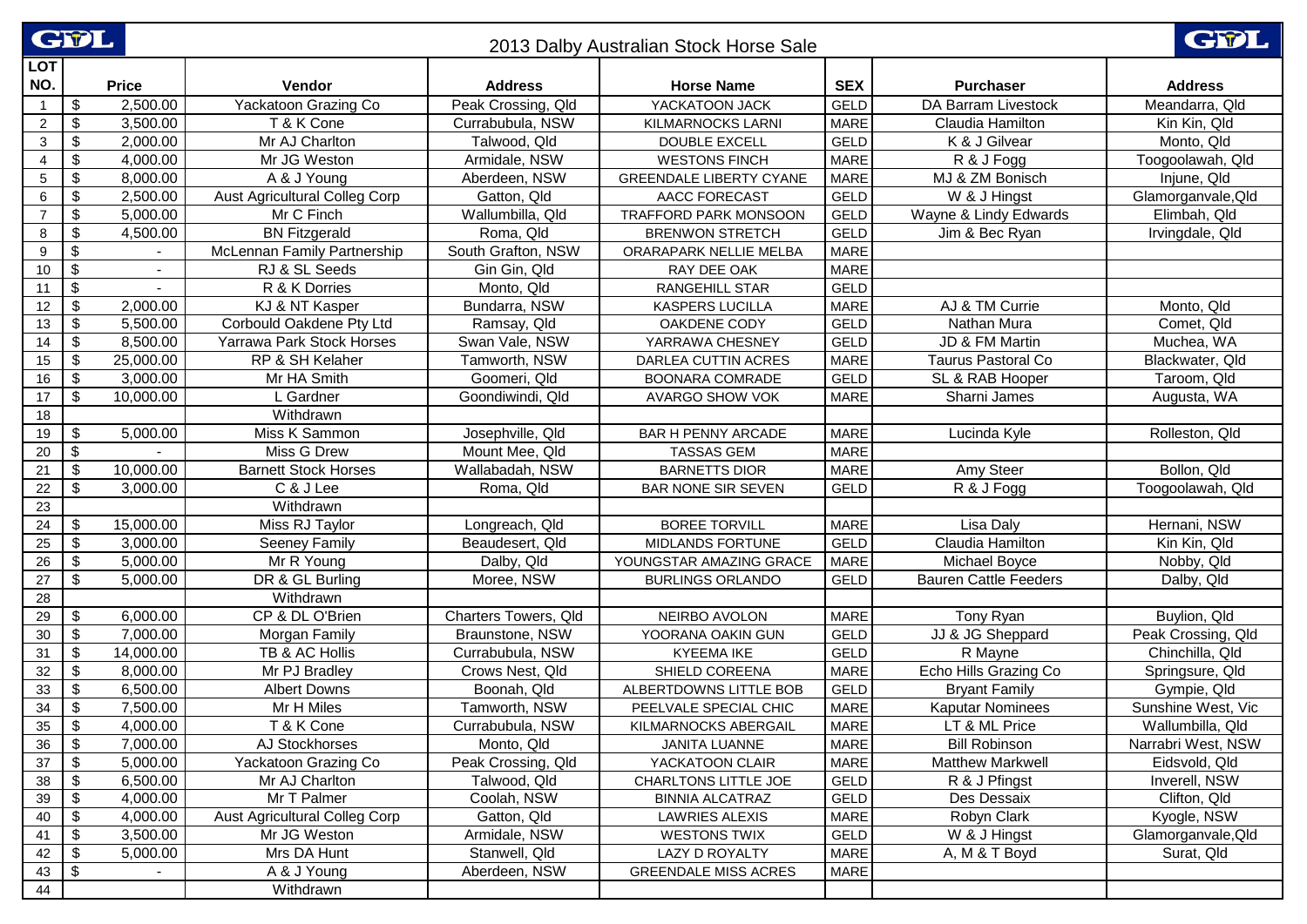# 2013 Dalby Australian Stock Horse Sale

| LOT NO. | Price | Vendor | Address | Horse Name | SEX | Purchaser | Address |
|---|---|---|---|---|---|---|---|
| 1 | $ 2,500.00 | Yackatoon Grazing Co | Peak Crossing, Qld | YACKATOON JACK | GELD | DA Barram Livestock | Meandarra, Qld |
| 2 | $ 3,500.00 | T & K Cone | Currabubula, NSW | KILMARNOCKS LARNI | MARE | Claudia Hamilton | Kin Kin, Qld |
| 3 | $ 2,000.00 | Mr AJ Charlton | Talwood, Qld | DOUBLE EXCELL | GELD | K & J Gilvear | Monto, Qld |
| 4 | $ 4,000.00 | Mr JG Weston | Armidale, NSW | WESTONS FINCH | MARE | R & J Fogg | Toogoolawah, Qld |
| 5 | $ 8,000.00 | A & J Young | Aberdeen, NSW | GREENDALE LIBERTY CYANE | MARE | MJ & ZM Bonisch | Injune, Qld |
| 6 | $ 2,500.00 | Aust Agricultural Colleg Corp | Gatton, Qld | AACC FORECAST | GELD | W & J Hingst | Glamorganvale,Qld |
| 7 | $ 5,000.00 | Mr C Finch | Wallumbilla, Qld | TRAFFORD PARK MONSOON | GELD | Wayne & Lindy Edwards | Elimbah, Qld |
| 8 | $ 4,500.00 | BN Fitzgerald | Roma, Qld | BRENWON STRETCH | GELD | Jim & Bec Ryan | Irvingdale, Qld |
| 9 | $ - | McLennan Family Partnership | South Grafton, NSW | ORARAPARK NELLIE MELBA | MARE | | |
| 10 | $ - | RJ & SL Seeds | Gin Gin, Qld | RAY DEE OAK | MARE | | |
| 11 | $ - | R & K Dorries | Monto, Qld | RANGEHILL STAR | GELD | | |
| 12 | $ 2,000.00 | KJ & NT Kasper | Bundarra, NSW | KASPERS LUCILLA | MARE | AJ & TM Currie | Monto, Qld |
| 13 | $ 5,500.00 | Corbould Oakdene Pty Ltd | Ramsay, Qld | OAKDENE CODY | GELD | Nathan Mura | Comet, Qld |
| 14 | $ 8,500.00 | Yarrawa Park Stock Horses | Swan Vale, NSW | YARRAWA CHESNEY | GELD | JD & FM Martin | Muchea, WA |
| 15 | $ 25,000.00 | RP & SH Kelaher | Tamworth, NSW | DARLEA CUTTIN ACRES | MARE | Taurus Pastoral Co | Blackwater, Qld |
| 16 | $ 3,000.00 | Mr HA Smith | Goomeri, Qld | BOONARA COMRADE | GELD | SL & RAB Hooper | Taroom, Qld |
| 17 | $ 10,000.00 | L Gardner | Goondiwindi, Qld | AVARGO SHOW VOK | MARE | Sharni James | Augusta, WA |
| 18 | | Withdrawn | | | | | |
| 19 | $ 5,000.00 | Miss K Sammon | Josephville, Qld | BAR H PENNY ARCADE | MARE | Lucinda Kyle | Rolleston, Qld |
| 20 | $ - | Miss G Drew | Mount Mee, Qld | TASSAS GEM | MARE | | |
| 21 | $ 10,000.00 | Barnett Stock Horses | Wallabadah, NSW | BARNETTS DIOR | MARE | Amy Steer | Bollon, Qld |
| 22 | $ 3,000.00 | C & J Lee | Roma, Qld | BAR NONE SIR SEVEN | GELD | R & J Fogg | Toogoolawah, Qld |
| 23 | | Withdrawn | | | | | |
| 24 | $ 15,000.00 | Miss RJ Taylor | Longreach, Qld | BOREE TORVILL | MARE | Lisa Daly | Hernani, NSW |
| 25 | $ 3,000.00 | Seeney Family | Beaudesert, Qld | MIDLANDS FORTUNE | GELD | Claudia Hamilton | Kin Kin, Qld |
| 26 | $ 5,000.00 | Mr R Young | Dalby, Qld | YOUNGSTAR AMAZING GRACE | MARE | Michael Boyce | Nobby, Qld |
| 27 | $ 5,000.00 | DR & GL Burling | Moree, NSW | BURLINGS ORLANDO | GELD | Bauren Cattle Feeders | Dalby, Qld |
| 28 | | Withdrawn | | | | | |
| 29 | $ 6,000.00 | CP & DL O'Brien | Charters Towers, Qld | NEIRBO AVOLON | MARE | Tony Ryan | Buylion, Qld |
| 30 | $ 7,000.00 | Morgan Family | Braunstone, NSW | YOORANA OAKIN GUN | GELD | JJ & JG Sheppard | Peak Crossing, Qld |
| 31 | $ 14,000.00 | TB & AC Hollis | Currabubula, NSW | KYEEMA IKE | GELD | R Mayne | Chinchilla, Qld |
| 32 | $ 8,000.00 | Mr PJ Bradley | Crows Nest, Qld | SHIELD COREENA | MARE | Echo Hills Grazing Co | Springsure, Qld |
| 33 | $ 6,500.00 | Albert Downs | Boonah, Qld | ALBERTDOWNS LITTLE BOB | GELD | Bryant Family | Gympie, Qld |
| 34 | $ 7,500.00 | Mr H Miles | Tamworth, NSW | PEELVALE SPECIAL CHIC | MARE | Kaputar Nominees | Sunshine West, Vic |
| 35 | $ 4,000.00 | T & K Cone | Currabubula, NSW | KILMARNOCKS ABERGAIL | MARE | LT & ML Price | Wallumbilla, Qld |
| 36 | $ 7,000.00 | AJ Stockhorses | Monto, Qld | JANITA LUANNE | MARE | Bill Robinson | Narrabri West, NSW |
| 37 | $ 5,000.00 | Yackatoon Grazing Co | Peak Crossing, Qld | YACKATOON CLAIR | MARE | Matthew Markwell | Eidsvold, Qld |
| 38 | $ 6,500.00 | Mr AJ Charlton | Talwood, Qld | CHARLTONS LITTLE JOE | GELD | R & J Pfingst | Inverell, NSW |
| 39 | $ 4,000.00 | Mr T Palmer | Coolah, NSW | BINNIA ALCATRAZ | GELD | Des Dessaix | Clifton, Qld |
| 40 | $ 4,000.00 | Aust Agricultural Colleg Corp | Gatton, Qld | LAWRIES ALEXIS | MARE | Robyn Clark | Kyogle, NSW |
| 41 | $ 3,500.00 | Mr JG Weston | Armidale, NSW | WESTONS TWIX | GELD | W & J Hingst | Glamorganvale,Qld |
| 42 | $ 5,000.00 | Mrs DA Hunt | Stanwell, Qld | LAZY D ROYALTY | MARE | A, M & T Boyd | Surat, Qld |
| 43 | $ - | A & J Young | Aberdeen, NSW | GREENDALE MISS ACRES | MARE | | |
| 44 | | Withdrawn | | | | | |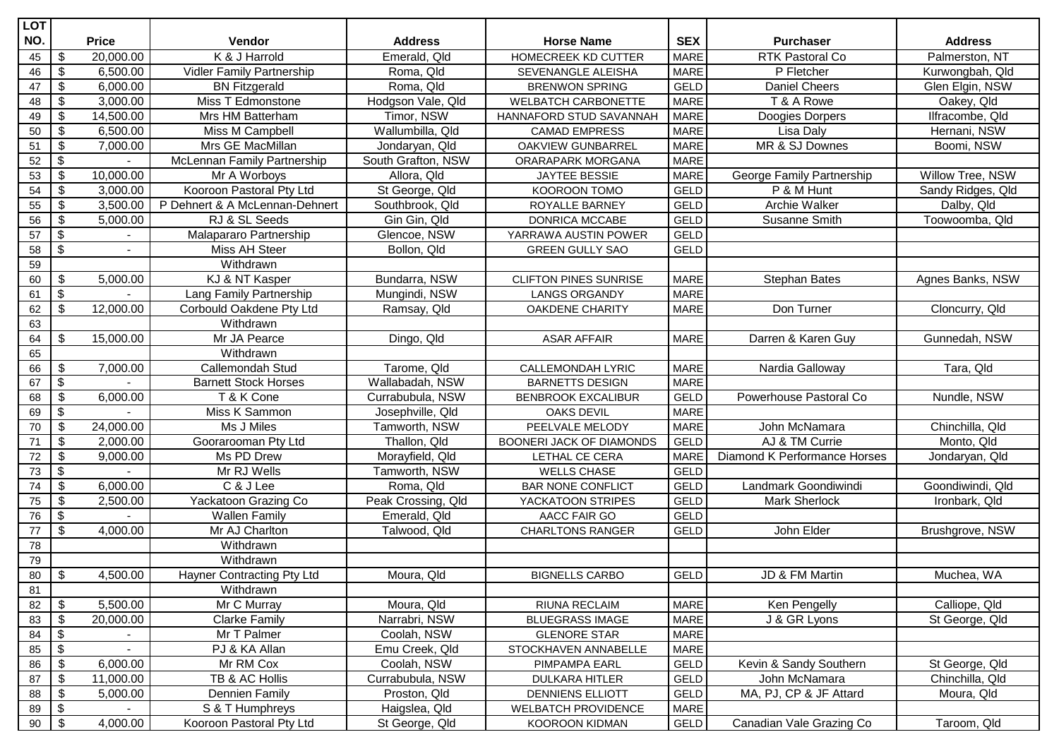| LOT NO. | Price | Vendor | Address | Horse Name | SEX | Purchaser | Address |
|---|---|---|---|---|---|---|---|
| 45 | $ 20,000.00 | K & J Harrold | Emerald, Qld | HOMECREEK KD CUTTER | MARE | RTK Pastoral Co | Palmerston, NT |
| 46 | $ 6,500.00 | Vidler Family Partnership | Roma, Qld | SEVENANGLE ALEISHA | MARE | P Fletcher | Kurwongbah, Qld |
| 47 | $ 6,000.00 | BN Fitzgerald | Roma, Qld | BRENWON SPRING | GELD | Daniel Cheers | Glen Elgin, NSW |
| 48 | $ 3,000.00 | Miss T Edmonstone | Hodgson Vale, Qld | WELBATCH CARBONETTE | MARE | T & A Rowe | Oakey, Qld |
| 49 | $ 14,500.00 | Mrs HM Batterham | Timor, NSW | HANNAFORD STUD SAVANNAH | MARE | Doogies Dorpers | Ilfracombe, Qld |
| 50 | $ 6,500.00 | Miss M Campbell | Wallumbilla, Qld | CAMAD EMPRESS | MARE | Lisa Daly | Hernani, NSW |
| 51 | $ 7,000.00 | Mrs GE MacMillan | Jondaryan, Qld | OAKVIEW GUNBARREL | MARE | MR & SJ Downes | Boomi, NSW |
| 52 | $ - | McLennan Family Partnership | South Grafton, NSW | ORARAPARK MORGANA | MARE | | |
| 53 | $ 10,000.00 | Mr A Worboys | Allora, Qld | JAYTEE BESSIE | MARE | George Family Partnership | Willow Tree, NSW |
| 54 | $ 3,000.00 | Kooroon Pastoral Pty Ltd | St George, Qld | KOOROON TOMO | GELD | P & M Hunt | Sandy Ridges, Qld |
| 55 | $ 3,500.00 | P Dehnert & A McLennan-Dehnert | Southbrook, Qld | ROYALLE BARNEY | GELD | Archie Walker | Dalby, Qld |
| 56 | $ 5,000.00 | RJ & SL Seeds | Gin Gin, Qld | DONRICA MCCABE | GELD | Susanne Smith | Toowoomba, Qld |
| 57 | $ - | Malapararo Partnership | Glencoe, NSW | YARRAWA AUSTIN POWER | GELD | | |
| 58 | $ - | Miss AH Steer | Bollon, Qld | GREEN GULLY SAO | GELD | | |
| 59 | | Withdrawn | | | | | |
| 60 | $ 5,000.00 | KJ & NT Kasper | Bundarra, NSW | CLIFTON PINES SUNRISE | MARE | Stephan Bates | Agnes Banks, NSW |
| 61 | $ - | Lang Family Partnership | Mungindi, NSW | LANGS ORGANDY | MARE | | |
| 62 | $ 12,000.00 | Corbould Oakdene Pty Ltd | Ramsay, Qld | OAKDENE CHARITY | MARE | Don Turner | Cloncurry, Qld |
| 63 | | Withdrawn | | | | | |
| 64 | $ 15,000.00 | Mr JA Pearce | Dingo, Qld | ASAR AFFAIR | MARE | Darren & Karen Guy | Gunnedah, NSW |
| 65 | | Withdrawn | | | | | |
| 66 | $ 7,000.00 | Callemondah Stud | Tarome, Qld | CALLEMONDAH LYRIC | MARE | Nardia Galloway | Tara, Qld |
| 67 | $ - | Barnett Stock Horses | Wallabadah, NSW | BARNETTS DESIGN | MARE | | |
| 68 | $ 6,000.00 | T & K Cone | Currabubula, NSW | BENBROOK EXCALIBUR | GELD | Powerhouse Pastoral Co | Nundle, NSW |
| 69 | $ - | Miss K Sammon | Josephville, Qld | OAKS DEVIL | MARE | | |
| 70 | $ 24,000.00 | Ms J Miles | Tamworth, NSW | PEELVALE MELODY | MARE | John McNamara | Chinchilla, Qld |
| 71 | $ 2,000.00 | Goorarooman Pty Ltd | Thallon, Qld | BOONERI JACK OF DIAMONDS | GELD | AJ & TM Currie | Monto, Qld |
| 72 | $ 9,000.00 | Ms PD Drew | Morayfield, Qld | LETHAL CE CERA | MARE | Diamond K Performance Horses | Jondaryan, Qld |
| 73 | $ - | Mr RJ Wells | Tamworth, NSW | WELLS CHASE | GELD | | |
| 74 | $ 6,000.00 | C & J Lee | Roma, Qld | BAR NONE CONFLICT | GELD | Landmark Goondiwindi | Goondiwindi, Qld |
| 75 | $ 2,500.00 | Yackatoon Grazing Co | Peak Crossing, Qld | YACKATOON STRIPES | GELD | Mark Sherlock | Ironbark, Qld |
| 76 | $ - | Wallen Family | Emerald, Qld | AACC FAIR GO | GELD | | |
| 77 | $ 4,000.00 | Mr AJ Charlton | Talwood, Qld | CHARLTONS RANGER | GELD | John Elder | Brushgrove, NSW |
| 78 | | Withdrawn | | | | | |
| 79 | | Withdrawn | | | | | |
| 80 | $ 4,500.00 | Hayner Contracting Pty Ltd | Moura, Qld | BIGNELLS CARBO | GELD | JD & FM Martin | Muchea, WA |
| 81 | | Withdrawn | | | | | |
| 82 | $ 5,500.00 | Mr C Murray | Moura, Qld | RIUNA RECLAIM | MARE | Ken Pengelly | Calliope, Qld |
| 83 | $ 20,000.00 | Clarke Family | Narrabri, NSW | BLUEGRASS IMAGE | MARE | J & GR Lyons | St George, Qld |
| 84 | $ - | Mr T Palmer | Coolah, NSW | GLENORE STAR | MARE | | |
| 85 | $ - | PJ & KA Allan | Emu Creek, Qld | STOCKHAVEN ANNABELLE | MARE | | |
| 86 | $ 6,000.00 | Mr RM Cox | Coolah, NSW | PIMPAMPA EARL | GELD | Kevin & Sandy Southern | St George, Qld |
| 87 | $ 11,000.00 | TB & AC Hollis | Currabubula, NSW | DULKARA HITLER | GELD | John McNamara | Chinchilla, Qld |
| 88 | $ 5,000.00 | Dennien Family | Proston, Qld | DENNIENS ELLIOTT | GELD | MA, PJ, CP & JF Attard | Moura, Qld |
| 89 | $ - | S & T Humphreys | Haigslea, Qld | WELBATCH PROVIDENCE | MARE | | |
| 90 | $ 4,000.00 | Kooroon Pastoral Pty Ltd | St George, Qld | KOOROON KIDMAN | GELD | Canadian Vale Grazing Co | Taroom, Qld |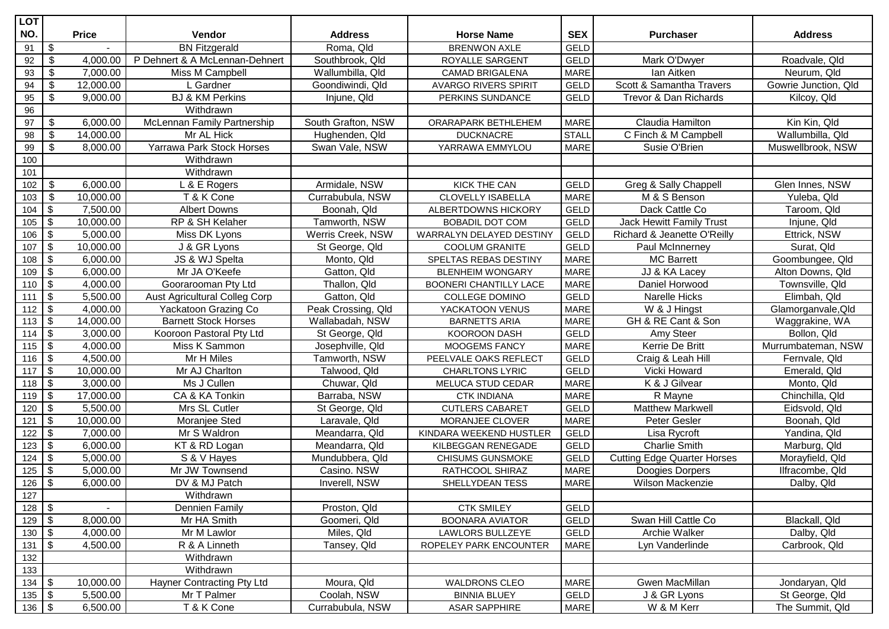| LOT NO. | Price | Vendor | Address | Horse Name | SEX | Purchaser | Address |
|---|---|---|---|---|---|---|---|
| 91 | $ - | BN Fitzgerald | Roma, Qld | BRENWON AXLE | GELD | | |
| 92 | $ 4,000.00 | P Dehnert & A McLennan-Dehnert | Southbrook, Qld | ROYALLE SARGENT | GELD | Mark O'Dwyer | Roadvale, Qld |
| 93 | $ 7,000.00 | Miss M Campbell | Wallumbilla, Qld | CAMAD BRIGALENA | MARE | Ian Aitken | Neurum, Qld |
| 94 | $ 12,000.00 | L Gardner | Goondiwindi, Qld | AVARGO RIVERS SPIRIT | GELD | Scott & Samantha Travers | Gowrie Junction, Qld |
| 95 | $ 9,000.00 | BJ & KM Perkins | Injune, Qld | PERKINS SUNDANCE | GELD | Trevor & Dan Richards | Kilcoy, Qld |
| 96 | | Withdrawn | | | | | |
| 97 | $ 6,000.00 | McLennan Family Partnership | South Grafton, NSW | ORARAPARK BETHLEHEM | MARE | Claudia Hamilton | Kin Kin, Qld |
| 98 | $ 14,000.00 | Mr AL Hick | Hughenden, Qld | DUCKNACRE | STALL | C Finch & M Campbell | Wallumbilla, Qld |
| 99 | $ 8,000.00 | Yarrawa Park Stock Horses | Swan Vale, NSW | YARRAWA EMMYLOU | MARE | Susie O'Brien | Muswellbrook, NSW |
| 100 | | Withdrawn | | | | | |
| 101 | | Withdrawn | | | | | |
| 102 | $ 6,000.00 | L & E Rogers | Armidale, NSW | KICK THE CAN | GELD | Greg & Sally Chappell | Glen Innes, NSW |
| 103 | $ 10,000.00 | T & K Cone | Currabubula, NSW | CLOVELLY ISABELLA | MARE | M & S Benson | Yuleba, Qld |
| 104 | $ 7,500.00 | Albert Downs | Boonah, Qld | ALBERTDOWNS HICKORY | GELD | Dack Cattle Co | Taroom, Qld |
| 105 | $ 10,000.00 | RP & SH Kelaher | Tamworth, NSW | BOBADIL DOT COM | GELD | Jack Hewitt Family Trust | Injune, Qld |
| 106 | $ 5,000.00 | Miss DK Lyons | Werris Creek, NSW | WARRALYN DELAYED DESTINY | GELD | Richard & Jeanette O'Reilly | Ettrick, NSW |
| 107 | $ 10,000.00 | J & GR Lyons | St George, Qld | COOLUM GRANITE | GELD | Paul McInnerney | Surat, Qld |
| 108 | $ 6,000.00 | JS & WJ Spelta | Monto, Qld | SPELTAS REBAS DESTINY | MARE | MC Barrett | Goombungee, Qld |
| 109 | $ 6,000.00 | Mr JA O'Keefe | Gatton, Qld | BLENHEIM WONGARY | MARE | JJ & KA Lacey | Alton Downs, Qld |
| 110 | $ 4,000.00 | Goorarooman Pty Ltd | Thallon, Qld | BOONERI CHANTILLY LACE | MARE | Daniel Horwood | Townsville, Qld |
| 111 | $ 5,500.00 | Aust Agricultural Colleg Corp | Gatton, Qld | COLLEGE DOMINO | GELD | Narelle Hicks | Elimbah, Qld |
| 112 | $ 4,000.00 | Yackatoon Grazing Co | Peak Crossing, Qld | YACKATOON VENUS | MARE | W & J Hingst | Glamorganvale,Qld |
| 113 | $ 14,000.00 | Barnett Stock Horses | Wallabadah, NSW | BARNETTS ARIA | MARE | GH & RE Cant & Son | Waggrakine, WA |
| 114 | $ 3,000.00 | Kooroon Pastoral Pty Ltd | St George, Qld | KOOROON DASH | GELD | Amy Steer | Bollon, Qld |
| 115 | $ 4,000.00 | Miss K Sammon | Josephville, Qld | MOOGEMS FANCY | MARE | Kerrie De Britt | Murrumbateman, NSW |
| 116 | $ 4,500.00 | Mr H Miles | Tamworth, NSW | PEELVALE OAKS REFLECT | GELD | Craig & Leah Hill | Fernvale, Qld |
| 117 | $ 10,000.00 | Mr AJ Charlton | Talwood, Qld | CHARLTONS LYRIC | GELD | Vicki Howard | Emerald, Qld |
| 118 | $ 3,000.00 | Ms J Cullen | Chuwar, Qld | MELUCA STUD CEDAR | MARE | K & J Gilvear | Monto, Qld |
| 119 | $ 17,000.00 | CA & KA Tonkin | Barraba, NSW | CTK INDIANA | MARE | R Mayne | Chinchilla, Qld |
| 120 | $ 5,500.00 | Mrs SL Cutler | St George, Qld | CUTLERS CABARET | GELD | Matthew Markwell | Eidsvold, Qld |
| 121 | $ 10,000.00 | Moranjee Sted | Laravale, Qld | MORANJEE CLOVER | MARE | Peter Gesler | Boonah, Qld |
| 122 | $ 7,000.00 | Mr S Waldron | Meandarra, Qld | KINDARA WEEKEND HUSTLER | GELD | Lisa Rycroft | Yandina, Qld |
| 123 | $ 6,000.00 | KT & RD Logan | Meandarra, Qld | KILBEGGAN RENEGADE | GELD | Charlie Smith | Marburg, Qld |
| 124 | $ 5,000.00 | S & V Hayes | Mundubbera, Qld | CHISUMS GUNSMOKE | GELD | Cutting Edge Quarter Horses | Morayfield, Qld |
| 125 | $ 5,000.00 | Mr JW Townsend | Casino. NSW | RATHCOOL SHIRAZ | MARE | Doogies Dorpers | Ilfracombe, Qld |
| 126 | $ 6,000.00 | DV & MJ Patch | Inverell, NSW | SHELLYDEAN TESS | MARE | Wilson Mackenzie | Dalby, Qld |
| 127 | | Withdrawn | | | | | |
| 128 | $ - | Dennien Family | Proston, Qld | CTK SMILEY | GELD | | |
| 129 | $ 8,000.00 | Mr HA Smith | Goomeri, Qld | BOONARA AVIATOR | GELD | Swan Hill Cattle Co | Blackall, Qld |
| 130 | $ 4,000.00 | Mr M Lawlor | Miles, Qld | LAWLORS BULLZEYE | GELD | Archie Walker | Dalby, Qld |
| 131 | $ 4,500.00 | R & A Linneth | Tansey, Qld | ROPELEY PARK ENCOUNTER | MARE | Lyn Vanderlinde | Carbrook, Qld |
| 132 | | Withdrawn | | | | | |
| 133 | | Withdrawn | | | | | |
| 134 | $ 10,000.00 | Hayner Contracting Pty Ltd | Moura, Qld | WALDRONS CLEO | MARE | Gwen MacMillan | Jondaryan, Qld |
| 135 | $ 5,500.00 | Mr T Palmer | Coolah, NSW | BINNIA BLUEY | GELD | J & GR Lyons | St George, Qld |
| 136 | $ 6,500.00 | T & K Cone | Currabubula, NSW | ASAR SAPPHIRE | MARE | W & M Kerr | The Summit, Qld |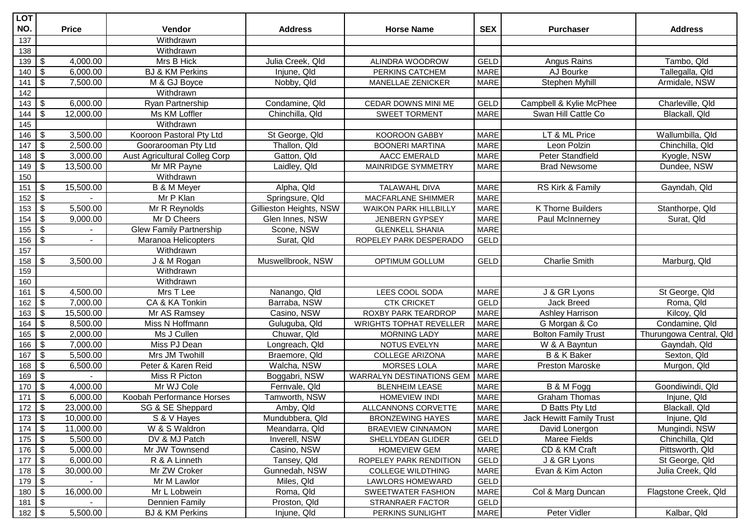| LOT NO. | Price | Vendor | Address | Horse Name | SEX | Purchaser | Address |
|---|---|---|---|---|---|---|---|
| 137 | | Withdrawn | | | | | |
| 138 | | Withdrawn | | | | | |
| 139 | $ 4,000.00 | Mrs B Hick | Julia Creek, Qld | ALINDRA WOODROW | GELD | Angus Rains | Tambo, Qld |
| 140 | $ 6,000.00 | BJ & KM Perkins | Injune, Qld | PERKINS CATCHEM | MARE | AJ Bourke | Tallegalla, Qld |
| 141 | $ 7,500.00 | M & GJ Boyce | Nobby, Qld | MANELLAE ZENICKER | MARE | Stephen Myhill | Armidale, NSW |
| 142 | | Withdrawn | | | | | |
| 143 | $ 6,000.00 | Ryan Partnership | Condamine, Qld | CEDAR DOWNS MINI ME | GELD | Campbell & Kylie McPhee | Charleville, Qld |
| 144 | $ 12,000.00 | Ms KM Loffler | Chinchilla, Qld | SWEET TORMENT | MARE | Swan Hill Cattle Co | Blackall, Qld |
| 145 | | Withdrawn | | | | | |
| 146 | $ 3,500.00 | Kooroon Pastoral Pty Ltd | St George, Qld | KOOROON GABBY | MARE | LT & ML Price | Wallumbilla, Qld |
| 147 | $ 2,500.00 | Goorarooman Pty Ltd | Thallon, Qld | BOONERI MARTINA | MARE | Leon Polzin | Chinchilla, Qld |
| 148 | $ 3,000.00 | Aust Agricultural Colleg Corp | Gatton, Qld | AACC EMERALD | MARE | Peter Standfield | Kyogle, NSW |
| 149 | $ 13,500.00 | Mr MR Payne | Laidley, Qld | MAINRIDGE SYMMETRY | MARE | Brad Newsome | Dundee, NSW |
| 150 | | Withdrawn | | | | | |
| 151 | $ 15,500.00 | B & M Meyer | Alpha, Qld | TALAWAHL DIVA | MARE | RS Kirk & Family | Gayndah, Qld |
| 152 | $ - | Mr P Klan | Springsure, Qld | MACFARLANE SHIMMER | MARE | | |
| 153 | $ 5,500.00 | Mr R Reynolds | Gillieston Heights, NSW | WAIKON PARK HILLBILLY | MARE | K Thorne Builders | Stanthorpe, Qld |
| 154 | $ 9,000.00 | Mr D Cheers | Glen Innes, NSW | JENBERN GYPSEY | MARE | Paul McInnerney | Surat, Qld |
| 155 | $ - | Glew Family Partnership | Scone, NSW | GLENKELL SHANIA | MARE | | |
| 156 | $ - | Maranoa Helicopters | Surat, Qld | ROPELEY PARK DESPERADO | GELD | | |
| 157 | | Withdrawn | | | | | |
| 158 | $ 3,500.00 | J & M Rogan | Muswellbrook, NSW | OPTIMUM GOLLUM | GELD | Charlie Smith | Marburg, Qld |
| 159 | | Withdrawn | | | | | |
| 160 | | Withdrawn | | | | | |
| 161 | $ 4,500.00 | Mrs T Lee | Nanango, Qld | LEES COOL SODA | MARE | J & GR Lyons | St George, Qld |
| 162 | $ 7,000.00 | CA & KA Tonkin | Barraba, NSW | CTK CRICKET | GELD | Jack Breed | Roma, Qld |
| 163 | $ 15,500.00 | Mr AS Ramsey | Casino, NSW | ROXBY PARK TEARDROP | MARE | Ashley Harrison | Kilcoy, Qld |
| 164 | $ 8,500.00 | Miss N Hoffmann | Guluguba, Qld | WRIGHTS TOPHAT REVELLER | MARE | G Morgan & Co | Condamine, Qld |
| 165 | $ 2,000.00 | Ms J Cullen | Chuwar, Qld | MORNING LADY | MARE | Bolton Family Trust | Thurungowa Central, Qld |
| 166 | $ 7,000.00 | Miss PJ Dean | Longreach, Qld | NOTUS EVELYN | MARE | W & A Bayntun | Gayndah, Qld |
| 167 | $ 5,500.00 | Mrs JM Twohill | Braemore, Qld | COLLEGE ARIZONA | MARE | B & K Baker | Sexton, Qld |
| 168 | $ 6,500.00 | Peter & Karen Reid | Walcha, NSW | MORSES LOLA | MARE | Preston Maroske | Murgon, Qld |
| 169 | $ - | Miss R Picton | Boggabri, NSW | WARRALYN DESTINATIONS GEM | MARE | | |
| 170 | $ 4,000.00 | Mr WJ Cole | Fernvale, Qld | BLENHEIM LEASE | MARE | B & M Fogg | Goondiwindi, Qld |
| 171 | $ 6,000.00 | Koobah Performance Horses | Tamworth, NSW | HOMEVIEW INDI | MARE | Graham Thomas | Injune, Qld |
| 172 | $ 23,000.00 | SG & SE Sheppard | Amby, Qld | ALLCANNONS CORVETTE | MARE | D Batts Pty Ltd | Blackall, Qld |
| 173 | $ 10,000.00 | S & V Hayes | Mundubbera, Qld | BRONZEWING HAYES | MARE | Jack Hewitt Family Trust | Injune, Qld |
| 174 | $ 11,000.00 | W & S Waldron | Meandarra, Qld | BRAEVIEW CINNAMON | MARE | David Lonergon | Mungindi, NSW |
| 175 | $ 5,500.00 | DV & MJ Patch | Inverell, NSW | SHELLYDEAN GLIDER | GELD | Maree Fields | Chinchilla, Qld |
| 176 | $ 5,000.00 | Mr JW Townsend | Casino, NSW | HOMEVIEW GEM | MARE | CD & KM Craft | Pittsworth, Qld |
| 177 | $ 6,000.00 | R & A Linneth | Tansey, Qld | ROPELEY PARK RENDITION | GELD | J & GR Lyons | St George, Qld |
| 178 | $ 30,000.00 | Mr ZW Croker | Gunnedah, NSW | COLLEGE WILDTHING | MARE | Evan & Kim Acton | Julia Creek, Qld |
| 179 | $ - | Mr M Lawlor | Miles, Qld | LAWLORS HOMEWARD | GELD | | |
| 180 | $ 16,000.00 | Mr L Lobwein | Roma, Qld | SWEETWATER FASHION | MARE | Col & Marg Duncan | Flagstone Creek, Qld |
| 181 | $ - | Dennien Family | Proston, Qld | STRANRAER FACTOR | GELD | | |
| 182 | $ 5,500.00 | BJ & KM Perkins | Injune, Qld | PERKINS SUNLIGHT | MARE | Peter Vidler | Kalbar, Qld |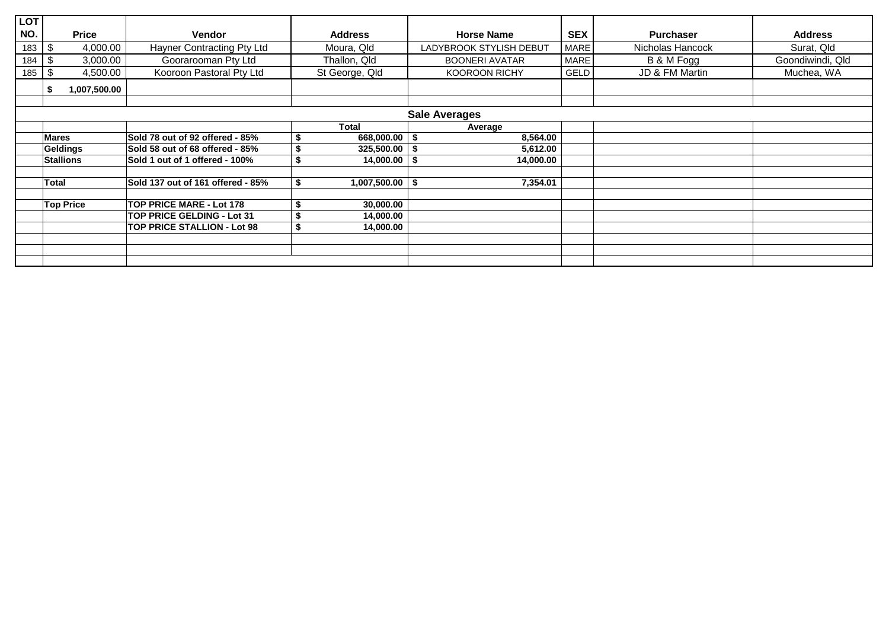| LOT NO. | Price | Vendor | Address | Horse Name | SEX | Purchaser | Address |
|---|---|---|---|---|---|---|---|
| 183 | $ 4,000.00 | Hayner Contracting Pty Ltd | Moura, Qld | LADYBROOK STYLISH DEBUT | MARE | Nicholas Hancock | Surat, Qld |
| 184 | $ 3,000.00 | Goorarooman Pty Ltd | Thallon, Qld | BOONERI AVATAR | MARE | B & M Fogg | Goondiwindi, Qld |
| 185 | $ 4,500.00 | Kooroon Pastoral Pty Ltd | St George, Qld | KOOROON RICHY | GELD | JD & FM Martin | Muchea, WA |
| | **$ 1,007,500.00** | | | | | | |

## Sale Averages

| | | Total | Average |
|---|---|---|---|
| **Mares** | **Sold 78 out of 92 offered - 85%** | **$ 668,000.00** | **$ 8,564.00** |
| **Geldings** | **Sold 58 out of 68 offered - 85%** | **$ 325,500.00** | **$ 5,612.00** |
| **Stallions** | **Sold 1 out of 1 offered - 100%** | **$ 14,000.00** | **$ 14,000.00** |
| **Total** | **Sold 137 out of 161 offered - 85%** | **$ 1,007,500.00** | **$ 7,354.01** |
| **Top Price** | **TOP PRICE MARE - Lot 178** | **$ 30,000.00** | |
| | **TOP PRICE GELDING - Lot 31** | **$ 14,000.00** | |
| | **TOP PRICE STALLION - Lot 98** | **$ 14,000.00** | |